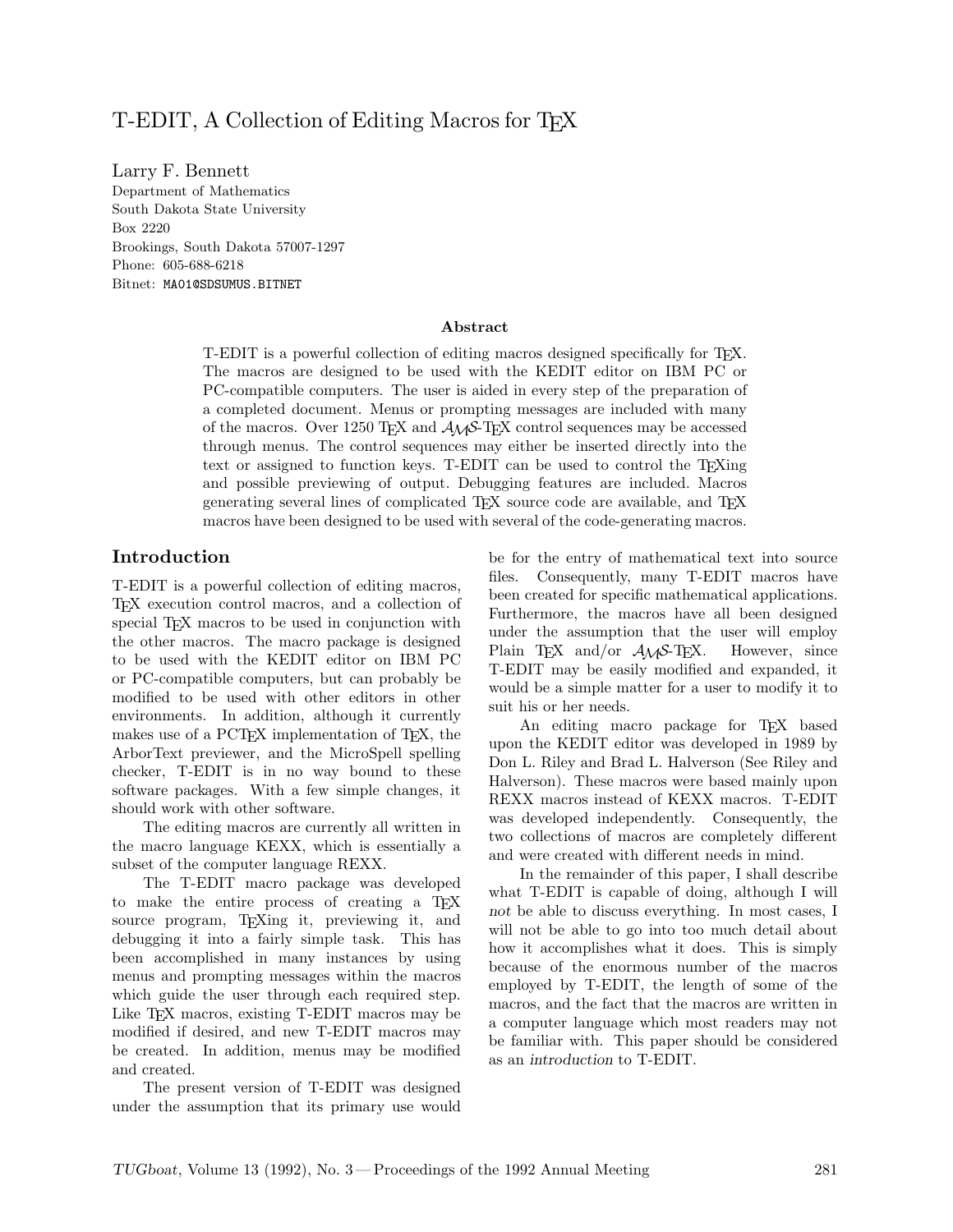# T-EDIT, A Collection of Editing Macros for TEX

Larry F. Bennett
Department of Mathematics
South Dakota State University
Box 2220
Brookings, South Dakota 57007-1297
Phone: 605-688-6218
Bitnet: `MA01@SDSUMUS.BITNET`

### Abstract

T-EDIT is a powerful collection of editing macros designed specifically for TEX. The macros are designed to be used with the KEDIT editor on IBM PC or PC-compatible computers. The user is aided in every step of the preparation of a completed document. Menus or prompting messages are included with many of the macros. Over 1250 TEX and AMS-TEX control sequences may be accessed through menus. The control sequences may either be inserted directly into the text or assigned to function keys. T-EDIT can be used to control the TEXing and possible previewing of output. Debugging features are included. Macros generating several lines of complicated TEX source code are available, and TEX macros have been designed to be used with several of the code-generating macros.

## Introduction

T-EDIT is a powerful collection of editing macros, TEX execution control macros, and a collection of special TEX macros to be used in conjunction with the other macros. The macro package is designed to be used with the KEDIT editor on IBM PC or PC-compatible computers, but can probably be modified to be used with other editors in other environments. In addition, although it currently makes use of a PCTEX implementation of TEX, the ArborText previewer, and the MicroSpell spelling checker, T-EDIT is in no way bound to these software packages. With a few simple changes, it should work with other software.

The editing macros are currently all written in the macro language KEXX, which is essentially a subset of the computer language REXX.

The T-EDIT macro package was developed to make the entire process of creating a TEX source program, TEXing it, previewing it, and debugging it into a fairly simple task. This has been accomplished in many instances by using menus and prompting messages within the macros which guide the user through each required step. Like TEX macros, existing T-EDIT macros may be modified if desired, and new T-EDIT macros may be created. In addition, menus may be modified and created.

The present version of T-EDIT was designed under the assumption that its primary use would be for the entry of mathematical text into source files. Consequently, many T-EDIT macros have been created for specific mathematical applications. Furthermore, the macros have all been designed under the assumption that the user will employ Plain TEX and/or AMS-TEX. However, since T-EDIT may be easily modified and expanded, it would be a simple matter for a user to modify it to suit his or her needs.

An editing macro package for TEX based upon the KEDIT editor was developed in 1989 by Don L. Riley and Brad L. Halverson (See Riley and Halverson). These macros were based mainly upon REXX macros instead of KEXX macros. T-EDIT was developed independently. Consequently, the two collections of macros are completely different and were created with different needs in mind.

In the remainder of this paper, I shall describe what T-EDIT is capable of doing, although I will *not* be able to discuss everything. In most cases, I will not be able to go into too much detail about how it accomplishes what it does. This is simply because of the enormous number of the macros employed by T-EDIT, the length of some of the macros, and the fact that the macros are written in a computer language which most readers may not be familiar with. This paper should be considered as an *introduction* to T-EDIT.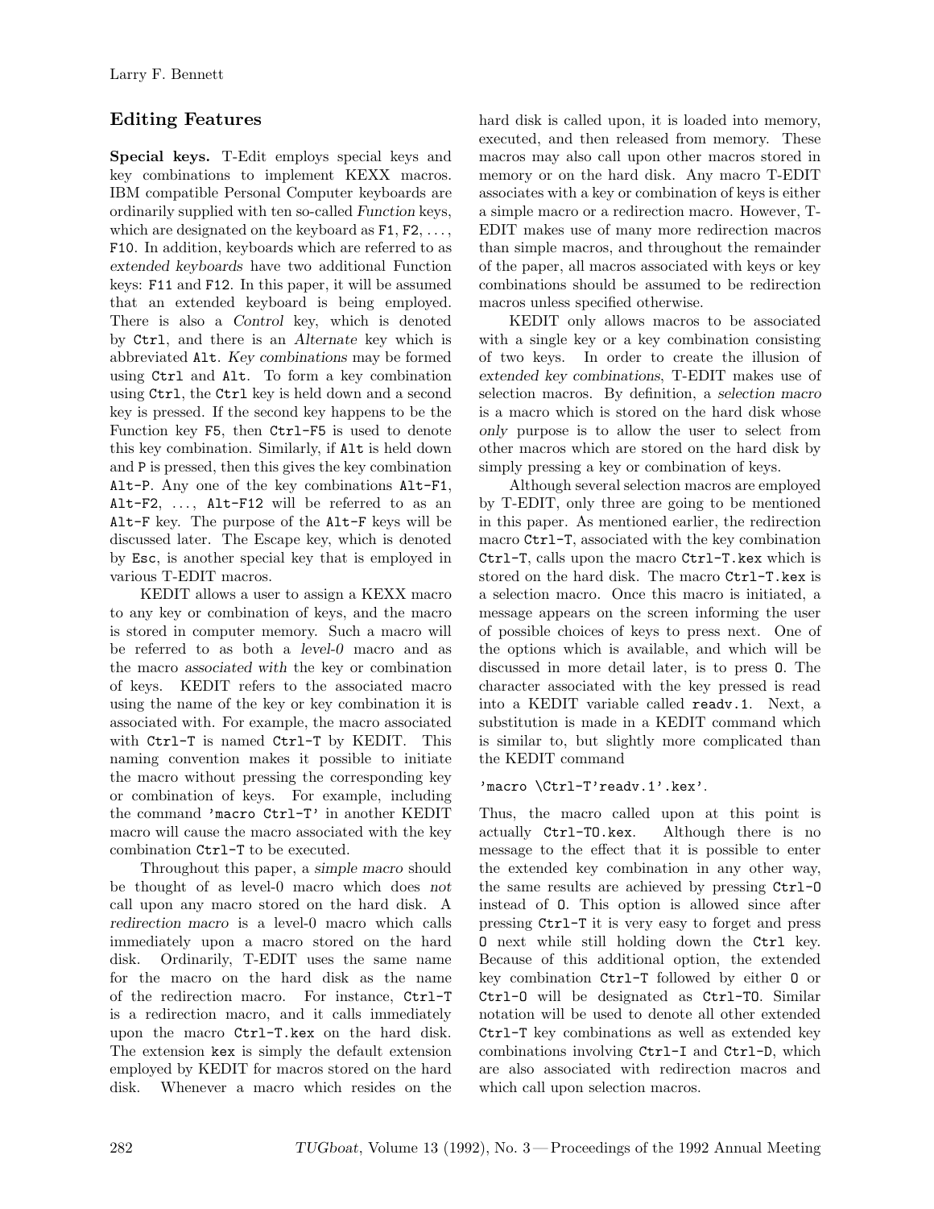## Editing Features

**Special keys.** T-Edit employs special keys and key combinations to implement KEXX macros. IBM compatible Personal Computer keyboards are ordinarily supplied with ten so-called *Function* keys, which are designated on the keyboard as `F1`, `F2`, ..., `F10`. In addition, keyboards which are referred to as *extended keyboards* have two additional Function keys: `F11` and `F12`. In this paper, it will be assumed that an extended keyboard is being employed. There is also a *Control* key, which is denoted by `Ctrl`, and there is an *Alternate* key which is abbreviated `Alt`. *Key combinations* may be formed using `Ctrl` and `Alt`. To form a key combination using `Ctrl`, the `Ctrl` key is held down and a second key is pressed. If the second key happens to be the Function key `F5`, then `Ctrl-F5` is used to denote this key combination. Similarly, if `Alt` is held down and `P` is pressed, then this gives the key combination `Alt-P`. Any one of the key combinations `Alt-F1`, `Alt-F2`, ..., `Alt-F12` will be referred to as an `Alt-F` key. The purpose of the `Alt-F` keys will be discussed later. The Escape key, which is denoted by `Esc`, is another special key that is employed in various T-EDIT macros.

KEDIT allows a user to assign a KEXX macro to any key or combination of keys, and the macro is stored in computer memory. Such a macro will be referred to as both a *level-0* macro and as the macro *associated with* the key or combination of keys. KEDIT refers to the associated macro using the name of the key or key combination it is associated with. For example, the macro associated with `Ctrl-T` is named `Ctrl-T` by KEDIT. This naming convention makes it possible to initiate the macro without pressing the corresponding key or combination of keys. For example, including the command `'macro Ctrl-T'` in another KEDIT macro will cause the macro associated with the key combination `Ctrl-T` to be executed.

Throughout this paper, a *simple macro* should be thought of as level-0 macro which does *not* call upon any macro stored on the hard disk. A *redirection macro* is a level-0 macro which calls immediately upon a macro stored on the hard disk. Ordinarily, T-EDIT uses the same name for the macro on the hard disk as the name of the redirection macro. For instance, `Ctrl-T` is a redirection macro, and it calls immediately upon the macro `Ctrl-T.kex` on the hard disk. The extension `kex` is simply the default extension employed by KEDIT for macros stored on the hard disk. Whenever a macro which resides on the hard disk is called upon, it is loaded into memory, executed, and then released from memory. These macros may also call upon other macros stored in memory or on the hard disk. Any macro T-EDIT associates with a key or combination of keys is either a simple macro or a redirection macro. However, T-EDIT makes use of many more redirection macros than simple macros, and throughout the remainder of the paper, all macros associated with keys or key combinations should be assumed to be redirection macros unless specified otherwise.

KEDIT only allows macros to be associated with a single key or a key combination consisting of two keys. In order to create the illusion of *extended key combinations*, T-EDIT makes use of selection macros. By definition, a *selection macro* is a macro which is stored on the hard disk whose *only* purpose is to allow the user to select from other macros which are stored on the hard disk by simply pressing a key or combination of keys.

Although several selection macros are employed by T-EDIT, only three are going to be mentioned in this paper. As mentioned earlier, the redirection macro `Ctrl-T`, associated with the key combination `Ctrl-T`, calls upon the macro `Ctrl-T.kex` which is stored on the hard disk. The macro `Ctrl-T.kex` is a selection macro. Once this macro is initiated, a message appears on the screen informing the user of possible choices of keys to press next. One of the options which is available, and which will be discussed in more detail later, is to press `O`. The character associated with the key pressed is read into a KEDIT variable called `readv.1`. Next, a substitution is made in a KEDIT command which is similar to, but slightly more complicated than the KEDIT command

```
'macro \Ctrl-T'readv.1'.kex'.
```

Thus, the macro called upon at this point is actually `Ctrl-TO.kex`. Although there is no message to the effect that it is possible to enter the extended key combination in any other way, the same results are achieved by pressing `Ctrl-O` instead of `O`. This option is allowed since after pressing `Ctrl-T` it is very easy to forget and press `O` next while still holding down the `Ctrl` key. Because of this additional option, the extended key combination `Ctrl-T` followed by either `O` or `Ctrl-O` will be designated as `Ctrl-TO`. Similar notation will be used to denote all other extended `Ctrl-T` key combinations as well as extended key combinations involving `Ctrl-I` and `Ctrl-D`, which are also associated with redirection macros and which call upon selection macros.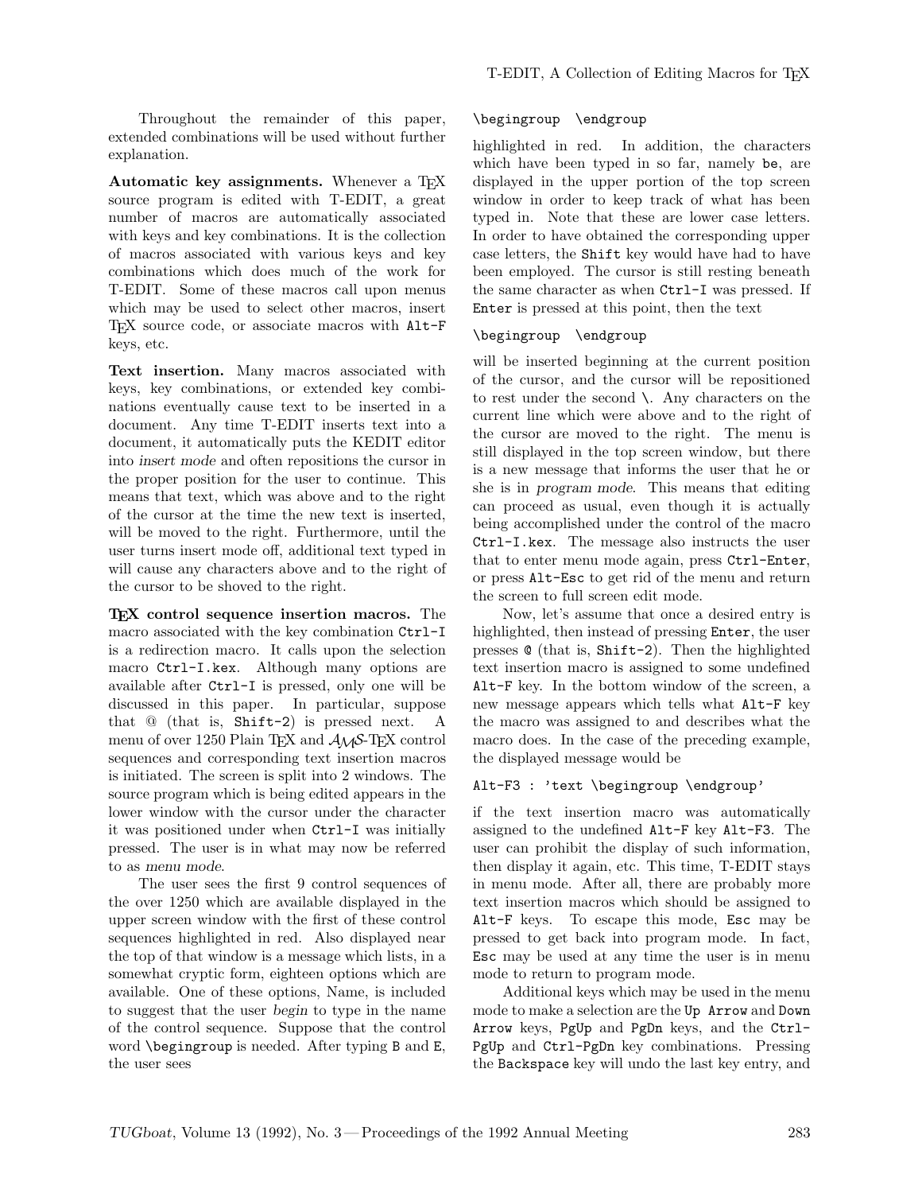Throughout the remainder of this paper, extended combinations will be used without further explanation.

**Automatic key assignments.** Whenever a TeX source program is edited with T-EDIT, a great number of macros are automatically associated with keys and key combinations. It is the collection of macros associated with various keys and key combinations which does much of the work for T-EDIT. Some of these macros call upon menus which may be used to select other macros, insert TeX source code, or associate macros with `Alt-F` keys, etc.

**Text insertion.** Many macros associated with keys, key combinations, or extended key combinations eventually cause text to be inserted in a document. Any time T-EDIT inserts text into a document, it automatically puts the KEDIT editor into *insert mode* and often repositions the cursor in the proper position for the user to continue. This means that text, which was above and to the right of the cursor at the time the new text is inserted, will be moved to the right. Furthermore, until the user turns insert mode off, additional text typed in will cause any characters above and to the right of the cursor to be shoved to the right.

**TeX control sequence insertion macros.** The macro associated with the key combination `Ctrl-I` is a redirection macro. It calls upon the selection macro `Ctrl-I.kex`. Although many options are available after `Ctrl-I` is pressed, only one will be discussed in this paper. In particular, suppose that @ (that is, `Shift-2`) is pressed next. A menu of over 1250 Plain TeX and AMS-TeX control sequences and corresponding text insertion macros is initiated. The screen is split into 2 windows. The source program which is being edited appears in the lower window with the cursor under the character it was positioned under when `Ctrl-I` was initially pressed. The user is in what may now be referred to as *menu mode*.

The user sees the first 9 control sequences of the over 1250 which are available displayed in the upper screen window with the first of these control sequences highlighted in red. Also displayed near the top of that window is a message which lists, in a somewhat cryptic form, eighteen options which are available. One of these options, Name, is included to suggest that the user *begin* to type in the name of the control sequence. Suppose that the control word `\begingroup` is needed. After typing `B` and `E`, the user sees

```
\begingroup  \endgroup
```

highlighted in red. In addition, the characters which have been typed in so far, namely `be`, are displayed in the upper portion of the top screen window in order to keep track of what has been typed in. Note that these are lower case letters. In order to have obtained the corresponding upper case letters, the `Shift` key would have had to have been employed. The cursor is still resting beneath the same character as when `Ctrl-I` was pressed. If `Enter` is pressed at this point, then the text

```
\begingroup  \endgroup
```

will be inserted beginning at the current position of the cursor, and the cursor will be repositioned to rest under the second `\`. Any characters on the current line which were above and to the right of the cursor are moved to the right. The menu is still displayed in the top screen window, but there is a new message that informs the user that he or she is in *program mode*. This means that editing can proceed as usual, even though it is actually being accomplished under the control of the macro `Ctrl-I.kex`. The message also instructs the user that to enter menu mode again, press `Ctrl-Enter`, or press `Alt-Esc` to get rid of the menu and return the screen to full screen edit mode.

Now, let's assume that once a desired entry is highlighted, then instead of pressing `Enter`, the user presses `@` (that is, `Shift-2`). Then the highlighted text insertion macro is assigned to some undefined `Alt-F` key. In the bottom window of the screen, a new message appears which tells what `Alt-F` key the macro was assigned to and describes what the macro does. In the case of the preceding example, the displayed message would be

```
Alt-F3 : 'text \begingroup \endgroup'
```

if the text insertion macro was automatically assigned to the undefined `Alt-F` key `Alt-F3`. The user can prohibit the display of such information, then display it again, etc. This time, T-EDIT stays in menu mode. After all, there are probably more text insertion macros which should be assigned to `Alt-F` keys. To escape this mode, `Esc` may be pressed to get back into program mode. In fact, `Esc` may be used at any time the user is in menu mode to return to program mode.

Additional keys which may be used in the menu mode to make a selection are the `Up Arrow` and `Down Arrow` keys, `PgUp` and `PgDn` keys, and the `Ctrl-PgUp` and `Ctrl-PgDn` key combinations. Pressing the `Backspace` key will undo the last key entry, and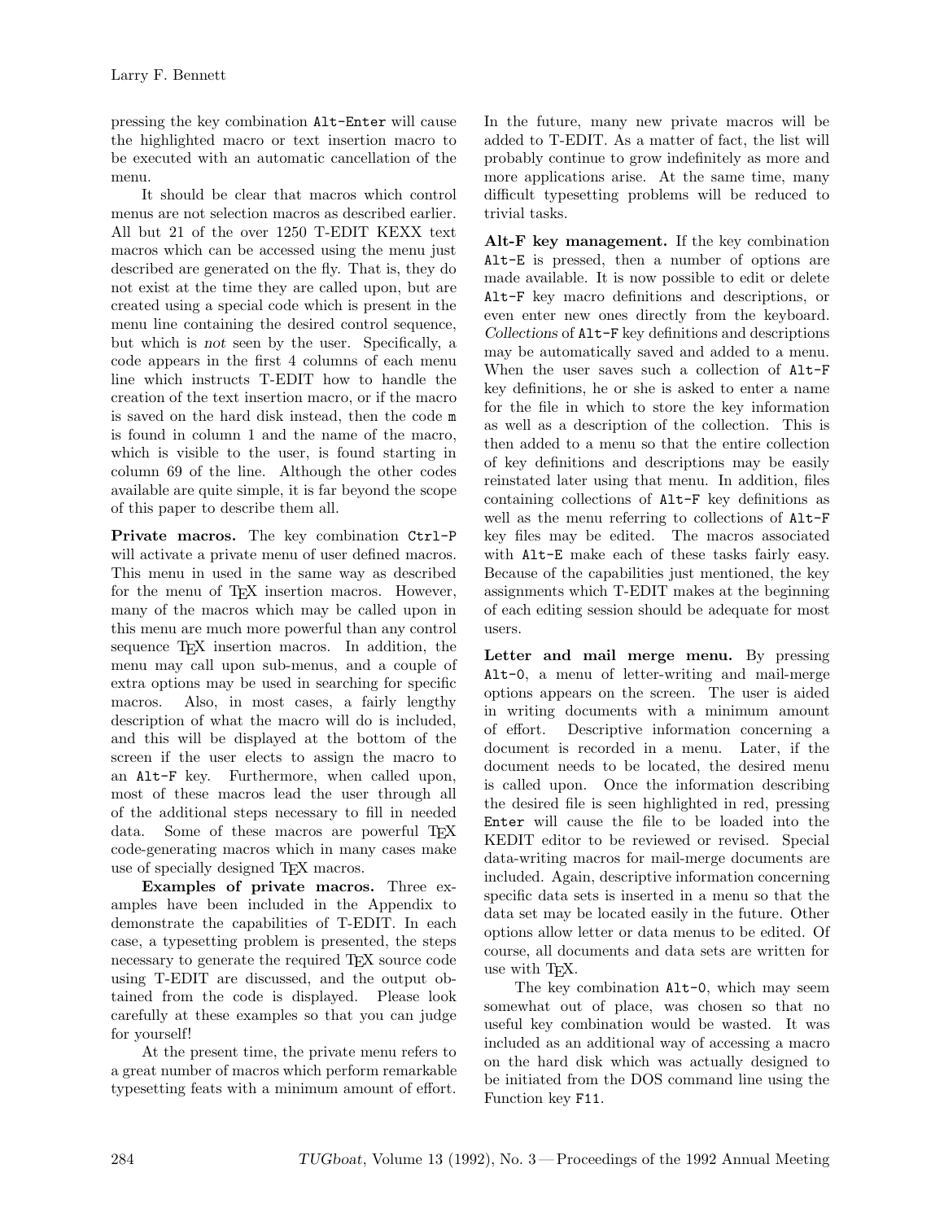pressing the key combination `Alt-Enter` will cause the highlighted macro or text insertion macro to be executed with an automatic cancellation of the menu.

It should be clear that macros which control menus are not selection macros as described earlier. All but 21 of the over 1250 T-EDIT KEXX text macros which can be accessed using the menu just described are generated on the fly. That is, they do not exist at the time they are called upon, but are created using a special code which is present in the menu line containing the desired control sequence, but which is *not* seen by the user. Specifically, a code appears in the first 4 columns of each menu line which instructs T-EDIT how to handle the creation of the text insertion macro, or if the macro is saved on the hard disk instead, then the code `m` is found in column 1 and the name of the macro, which is visible to the user, is found starting in column 69 of the line. Although the other codes available are quite simple, it is far beyond the scope of this paper to describe them all.

**Private macros.** The key combination `Ctrl-P` will activate a private menu of user defined macros. This menu in used in the same way as described for the menu of TEX insertion macros. However, many of the macros which may be called upon in this menu are much more powerful than any control sequence TEX insertion macros. In addition, the menu may call upon sub-menus, and a couple of extra options may be used in searching for specific macros. Also, in most cases, a fairly lengthy description of what the macro will do is included, and this will be displayed at the bottom of the screen if the user elects to assign the macro to an `Alt-F` key. Furthermore, when called upon, most of these macros lead the user through all of the additional steps necessary to fill in needed data. Some of these macros are powerful TEX code-generating macros which in many cases make use of specially designed TEX macros.

**Examples of private macros.** Three examples have been included in the Appendix to demonstrate the capabilities of T-EDIT. In each case, a typesetting problem is presented, the steps necessary to generate the required TEX source code using T-EDIT are discussed, and the output obtained from the code is displayed. Please look carefully at these examples so that you can judge for yourself!

At the present time, the private menu refers to a great number of macros which perform remarkable typesetting feats with a minimum amount of effort. In the future, many new private macros will be added to T-EDIT. As a matter of fact, the list will probably continue to grow indefinitely as more and more applications arise. At the same time, many difficult typesetting problems will be reduced to trivial tasks.

**Alt-F key management.** If the key combination `Alt-E` is pressed, then a number of options are made available. It is now possible to edit or delete `Alt-F` key macro definitions and descriptions, or even enter new ones directly from the keyboard. *Collections* of `Alt-F` key definitions and descriptions may be automatically saved and added to a menu. When the user saves such a collection of `Alt-F` key definitions, he or she is asked to enter a name for the file in which to store the key information as well as a description of the collection. This is then added to a menu so that the entire collection of key definitions and descriptions may be easily reinstated later using that menu. In addition, files containing collections of `Alt-F` key definitions as well as the menu referring to collections of `Alt-F` key files may be edited. The macros associated with `Alt-E` make each of these tasks fairly easy. Because of the capabilities just mentioned, the key assignments which T-EDIT makes at the beginning of each editing session should be adequate for most users.

**Letter and mail merge menu.** By pressing `Alt-0`, a menu of letter-writing and mail-merge options appears on the screen. The user is aided in writing documents with a minimum amount of effort. Descriptive information concerning a document is recorded in a menu. Later, if the document needs to be located, the desired menu is called upon. Once the information describing the desired file is seen highlighted in red, pressing `Enter` will cause the file to be loaded into the KEDIT editor to be reviewed or revised. Special data-writing macros for mail-merge documents are included. Again, descriptive information concerning specific data sets is inserted in a menu so that the data set may be located easily in the future. Other options allow letter or data menus to be edited. Of course, all documents and data sets are written for use with TEX.

The key combination `Alt-0`, which may seem somewhat out of place, was chosen so that no useful key combination would be wasted. It was included as an additional way of accessing a macro on the hard disk which was actually designed to be initiated from the DOS command line using the Function key `F11`.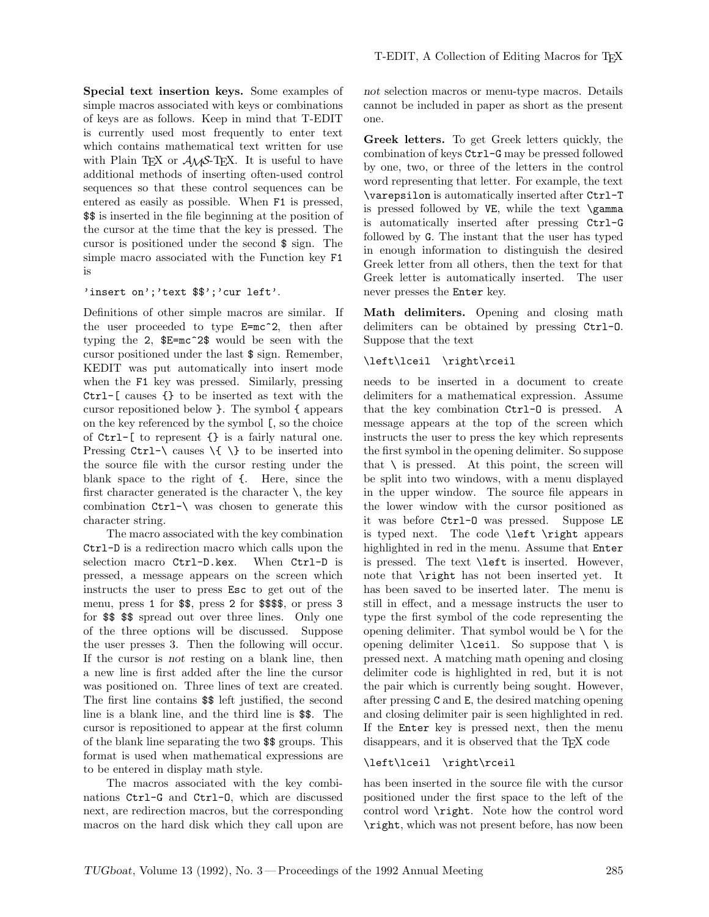**Special text insertion keys.** Some examples of simple macros associated with keys or combinations of keys are as follows. Keep in mind that T-EDIT is currently used most frequently to enter text which contains mathematical text written for use with Plain TeX or AMS-TeX. It is useful to have additional methods of inserting often-used control sequences so that these control sequences can be entered as easily as possible. When `F1` is pressed, `$$` is inserted in the file beginning at the position of the cursor at the time that the key is pressed. The cursor is positioned under the second `$` sign. The simple macro associated with the Function key `F1` is

```
'insert on';'text $$';'cur left'.
```

Definitions of other simple macros are similar. If the user proceeded to type `E=mc^2`, then after typing the `2`, `$E=mc^2$` would be seen with the cursor positioned under the last `$` sign. Remember, KEDIT was put automatically into insert mode when the `F1` key was pressed. Similarly, pressing `Ctrl-[` causes `{}` to be inserted as text with the cursor repositioned below `}`. The symbol `{` appears on the key referenced by the symbol `[`, so the choice of `Ctrl-[` to represent `{}` is a fairly natural one. Pressing `Ctrl-\` causes `\{ \}` to be inserted into the source file with the cursor resting under the blank space to the right of `{`. Here, since the first character generated is the character `\`, the key combination `Ctrl-\` was chosen to generate this character string.

The macro associated with the key combination `Ctrl-D` is a redirection macro which calls upon the selection macro `Ctrl-D.kex`. When `Ctrl-D` is pressed, a message appears on the screen which instructs the user to press `Esc` to get out of the menu, press `1` for `$$`, press `2` for `$$$$`, or press `3` for `$$ $$` spread out over three lines. Only one of the three options will be discussed. Suppose the user presses 3. Then the following will occur. If the cursor is *not* resting on a blank line, then a new line is first added after the line the cursor was positioned on. Three lines of text are created. The first line contains `$$` left justified, the second line is a blank line, and the third line is `$$`. The cursor is repositioned to appear at the first column of the blank line separating the two `$$` groups. This format is used when mathematical expressions are to be entered in display math style.

The macros associated with the key combinations `Ctrl-G` and `Ctrl-O`, which are discussed next, are redirection macros, but the corresponding macros on the hard disk which they call upon are *not* selection macros or menu-type macros. Details cannot be included in paper as short as the present one.

**Greek letters.** To get Greek letters quickly, the combination of keys `Ctrl-G` may be pressed followed by one, two, or three of the letters in the control word representing that letter. For example, the text `\varepsilon` is automatically inserted after `Ctrl-T` is pressed followed by `VE`, while the text `\gamma` is automatically inserted after pressing `Ctrl-G` followed by `G`. The instant that the user has typed in enough information to distinguish the desired Greek letter from all others, then the text for that Greek letter is automatically inserted. The user never presses the `Enter` key.

**Math delimiters.** Opening and closing math delimiters can be obtained by pressing `Ctrl-O`. Suppose that the text

```
\left\lceil  \right\rceil
```

needs to be inserted in a document to create delimiters for a mathematical expression. Assume that the key combination `Ctrl-O` is pressed. A message appears at the top of the screen which instructs the user to press the key which represents the first symbol in the opening delimiter. So suppose that `\` is pressed. At this point, the screen will be split into two windows, with a menu displayed in the upper window. The source file appears in the lower window with the cursor positioned as it was before `Ctrl-O` was pressed. Suppose `LE` is typed next. The code `\left \right` appears highlighted in red in the menu. Assume that `Enter` is pressed. The text `\left` is inserted. However, note that `\right` has not been inserted yet. It has been saved to be inserted later. The menu is still in effect, and a message instructs the user to type the first symbol of the code representing the opening delimiter. That symbol would be `\` for the opening delimiter `\lceil`. So suppose that `\` is pressed next. A matching math opening and closing delimiter code is highlighted in red, but it is not the pair which is currently being sought. However, after pressing `C` and `E`, the desired matching opening and closing delimiter pair is seen highlighted in red. If the `Enter` key is pressed next, then the menu disappears, and it is observed that the TeX code

```
\left\lceil  \right\rceil
```

has been inserted in the source file with the cursor positioned under the first space to the left of the control word `\right`. Note how the control word `\right`, which was not present before, has now been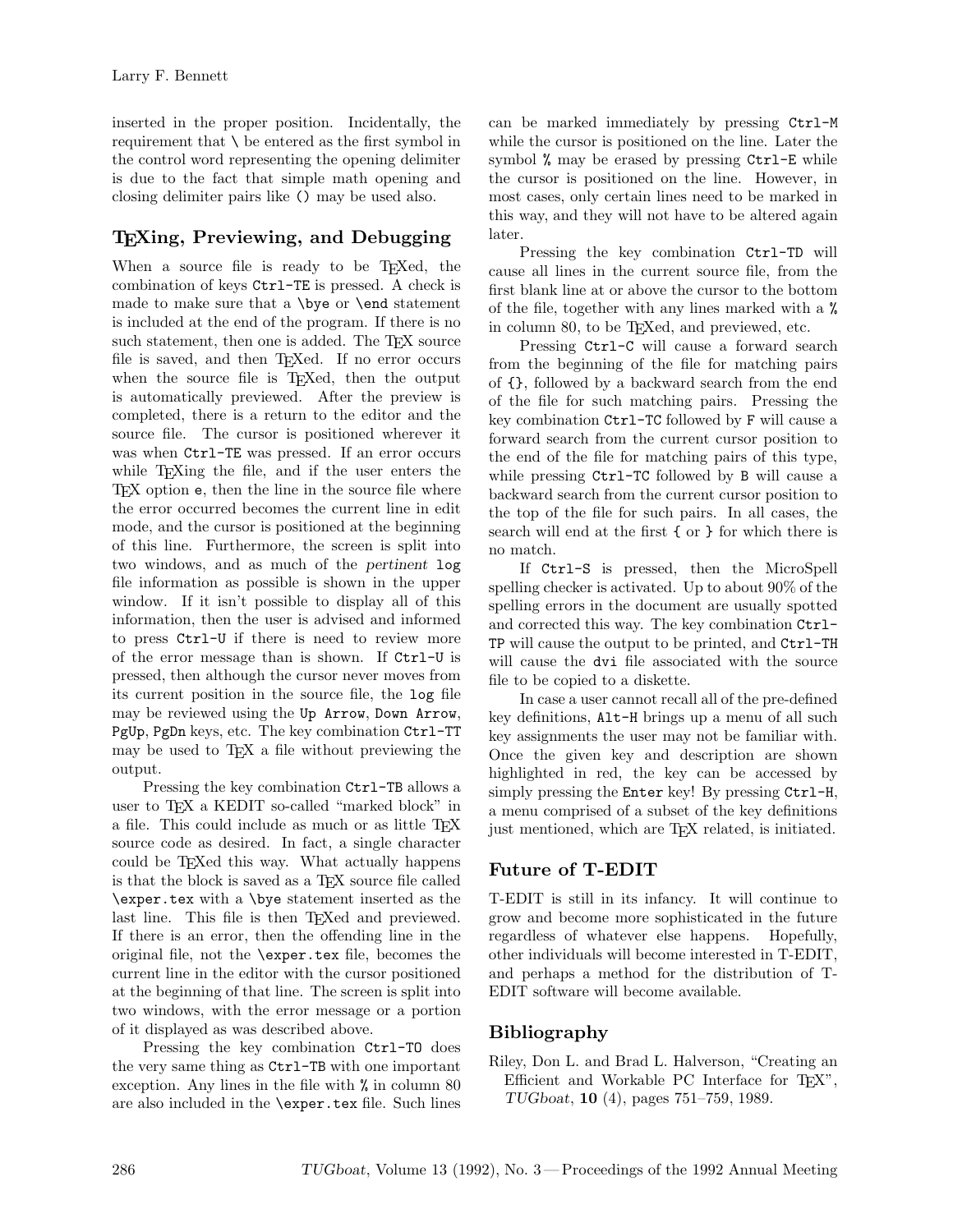inserted in the proper position. Incidentally, the requirement that \ be entered as the first symbol in the control word representing the opening delimiter is due to the fact that simple math opening and closing delimiter pairs like () may be used also.

## TeXing, Previewing, and Debugging

When a source file is ready to be TeXed, the combination of keys `Ctrl-TE` is pressed. A check is made to make sure that a `\bye` or `\end` statement is included at the end of the program. If there is no such statement, then one is added. The TeX source file is saved, and then TeXed. If no error occurs when the source file is TeXed, then the output is automatically previewed. After the preview is completed, there is a return to the editor and the source file. The cursor is positioned wherever it was when `Ctrl-TE` was pressed. If an error occurs while TeXing the file, and if the user enters the TeX option `e`, then the line in the source file where the error occurred becomes the current line in edit mode, and the cursor is positioned at the beginning of this line. Furthermore, the screen is split into two windows, and as much of the *pertinent* `log` file information as possible is shown in the upper window. If it isn't possible to display all of this information, then the user is advised and informed to press `Ctrl-U` if there is need to review more of the error message than is shown. If `Ctrl-U` is pressed, then although the cursor never moves from its current position in the source file, the `log` file may be reviewed using the `Up Arrow`, `Down Arrow`, `PgUp`, `PgDn` keys, etc. The key combination `Ctrl-TT` may be used to TeX a file without previewing the output.

Pressing the key combination `Ctrl-TB` allows a user to TeX a KEDIT so-called "marked block" in a file. This could include as much or as little TeX source code as desired. In fact, a single character could be TeXed this way. What actually happens is that the block is saved as a TeX source file called `\exper.tex` with a `\bye` statement inserted as the last line. This file is then TeXed and previewed. If there is an error, then the offending line in the original file, not the `\exper.tex` file, becomes the current line in the editor with the cursor positioned at the beginning of that line. The screen is split into two windows, with the error message or a portion of it displayed as was described above.

Pressing the key combination `Ctrl-TO` does the very same thing as `Ctrl-TB` with one important exception. Any lines in the file with `%` in column 80 are also included in the `\exper.tex` file. Such lines can be marked immediately by pressing `Ctrl-M` while the cursor is positioned on the line. Later the symbol `%` may be erased by pressing `Ctrl-E` while the cursor is positioned on the line. However, in most cases, only certain lines need to be marked in this way, and they will not have to be altered again later.

Pressing the key combination `Ctrl-TD` will cause all lines in the current source file, from the first blank line at or above the cursor to the bottom of the file, together with any lines marked with a `%` in column 80, to be TeXed, and previewed, etc.

Pressing `Ctrl-C` will cause a forward search from the beginning of the file for matching pairs of `{}`, followed by a backward search from the end of the file for such matching pairs. Pressing the key combination `Ctrl-TC` followed by `F` will cause a forward search from the current cursor position to the end of the file for matching pairs of this type, while pressing `Ctrl-TC` followed by `B` will cause a backward search from the current cursor position to the top of the file for such pairs. In all cases, the search will end at the first `{` or `}` for which there is no match.

If `Ctrl-S` is pressed, then the MicroSpell spelling checker is activated. Up to about 90% of the spelling errors in the document are usually spotted and corrected this way. The key combination `Ctrl-TP` will cause the output to be printed, and `Ctrl-TH` will cause the `dvi` file associated with the source file to be copied to a diskette.

In case a user cannot recall all of the pre-defined key definitions, `Alt-H` brings up a menu of all such key assignments the user may not be familiar with. Once the given key and description are shown highlighted in red, the key can be accessed by simply pressing the `Enter` key! By pressing `Ctrl-H`, a menu comprised of a subset of the key definitions just mentioned, which are TeX related, is initiated.

## Future of T-EDIT

T-EDIT is still in its infancy. It will continue to grow and become more sophisticated in the future regardless of whatever else happens. Hopefully, other individuals will become interested in T-EDIT, and perhaps a method for the distribution of T-EDIT software will become available.

## Bibliography

Riley, Don L. and Brad L. Halverson, "Creating an Efficient and Workable PC Interface for TeX", *TUGboat*, **10** (4), pages 751–759, 1989.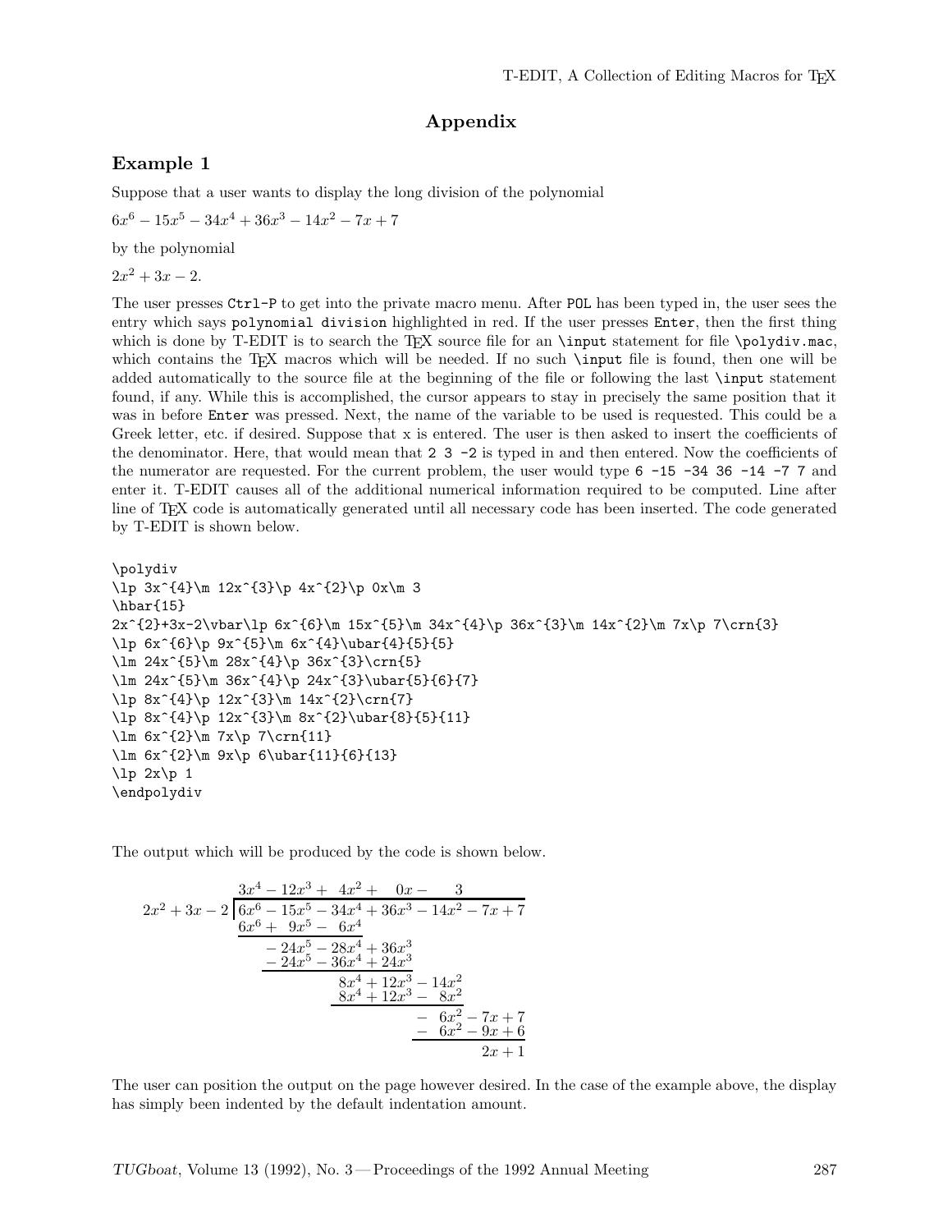# Appendix

## Example 1

Suppose that a user wants to display the long division of the polynomial

$6x^6 - 15x^5 - 34x^4 + 36x^3 - 14x^2 - 7x + 7$

by the polynomial

$2x^2 + 3x - 2.$

The user presses `Ctrl-P` to get into the private macro menu. After `POL` has been typed in, the user sees the entry which says `polynomial division` highlighted in red. If the user presses `Enter`, then the first thing which is done by T-EDIT is to search the TEX source file for an `\input` statement for file `\polydiv.mac`, which contains the TEX macros which will be needed. If no such `\input` file is found, then one will be added automatically to the source file at the beginning of the file or following the last `\input` statement found, if any. While this is accomplished, the cursor appears to stay in precisely the same position that it was in before `Enter` was pressed. Next, the name of the variable to be used is requested. This could be a Greek letter, etc. if desired. Suppose that x is entered. The user is then asked to insert the coefficients of the denominator. Here, that would mean that `2 3 -2` is typed in and then entered. Now the coefficients of the numerator are requested. For the current problem, the user would type `6 -15 -34 36 -14 -7 7` and enter it. T-EDIT causes all of the additional numerical information required to be computed. Line after line of TEX code is automatically generated until all necessary code has been inserted. The code generated by T-EDIT is shown below.

```
\polydiv
\lp 3x^{4}\m 12x^{3}\p 4x^{2}\p 0x\m 3
\hbar{15}
2x^{2}+3x-2\vbar\lp 6x^{6}\m 15x^{5}\m 34x^{4}\p 36x^{3}\m 14x^{2}\m 7x\p 7\crn{3}
\lp 6x^{6}\p 9x^{5}\m 6x^{4}\ubar{4}{5}{5}
\lm 24x^{5}\m 28x^{4}\p 36x^{3}\crn{5}
\lm 24x^{5}\m 36x^{4}\p 24x^{3}\ubar{5}{6}{7}
\lp 8x^{4}\p 12x^{3}\m 14x^{2}\crn{7}
\lp 8x^{4}\p 12x^{3}\m 8x^{2}\ubar{8}{5}{11}
\lm 6x^{2}\m 7x\p 7\crn{11}
\lm 6x^{2}\m 9x\p 6\ubar{11}{6}{13}
\lp 2x\p 1
\endpolydiv
```

The output which will be produced by the code is shown below.

$$
\begin{array}{r|l}
 & 3x^4 - 12x^3 + 4x^2 + 0x - 3 \\
\hline
2x^2 + 3x - 2 & 6x^6 - 15x^5 - 34x^4 + 36x^3 - 14x^2 - 7x + 7 \\
 & \underline{6x^6 + 9x^5 - 6x^4} \\
 & \quad - 24x^5 - 28x^4 + 36x^3 \\
 & \quad \underline{- 24x^5 - 36x^4 + 24x^3} \\
 & \qquad\qquad 8x^4 + 12x^3 - 14x^2 \\
 & \qquad\qquad \underline{8x^4 + 12x^3 - 8x^2} \\
 & \qquad\qquad\qquad - 6x^2 - 7x + 7 \\
 & \qquad\qquad\qquad \underline{- 6x^2 - 9x + 6} \\
 & \qquad\qquad\qquad\qquad 2x + 1
\end{array}
$$

The user can position the output on the page however desired. In the case of the example above, the display has simply been indented by the default indentation amount.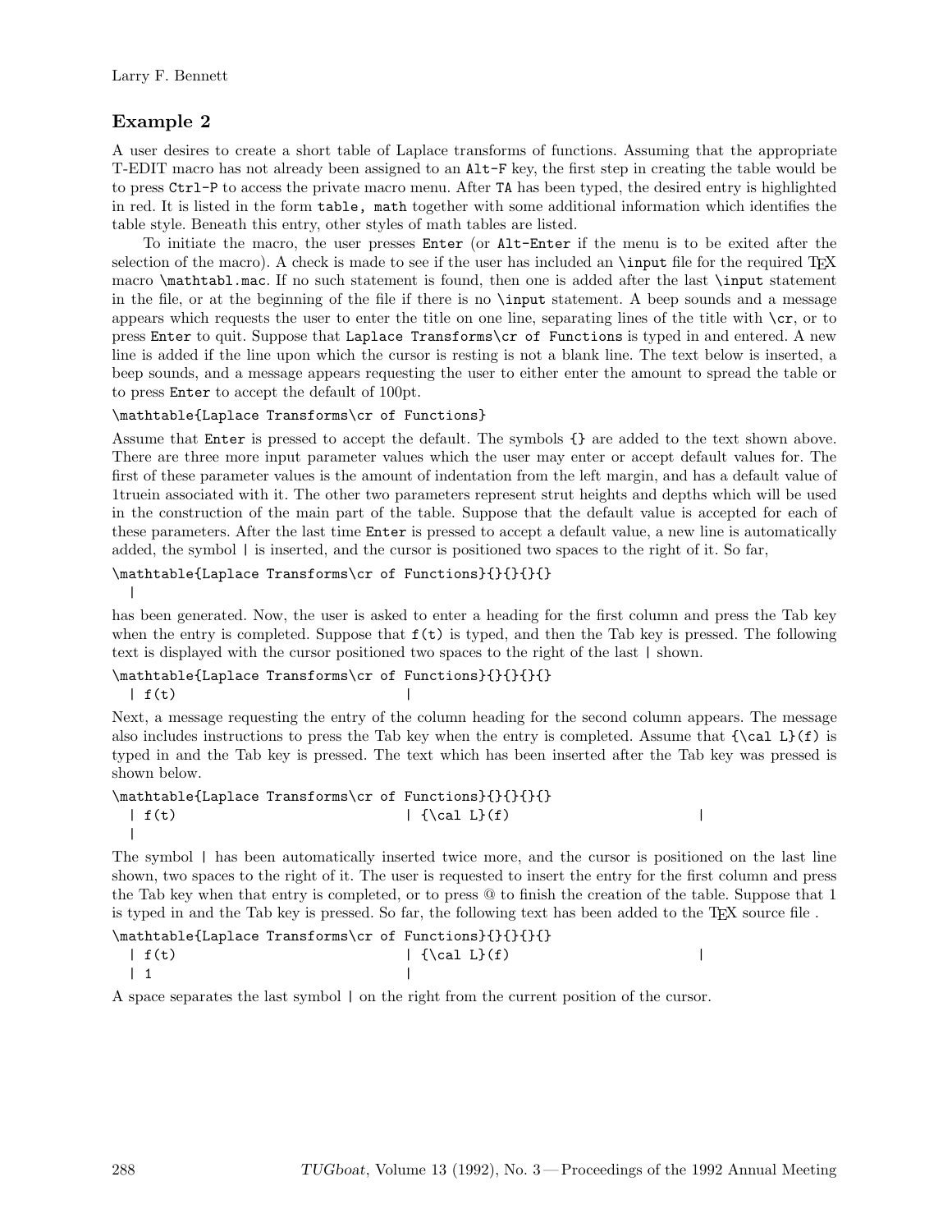## Example 2

A user desires to create a short table of Laplace transforms of functions. Assuming that the appropriate T-EDIT macro has not already been assigned to an `Alt-F` key, the first step in creating the table would be to press `Ctrl-P` to access the private macro menu. After `TA` has been typed, the desired entry is highlighted in red. It is listed in the form `table, math` together with some additional information which identifies the table style. Beneath this entry, other styles of math tables are listed.

To initiate the macro, the user presses `Enter` (or `Alt-Enter` if the menu is to be exited after the selection of the macro). A check is made to see if the user has included an `\input` file for the required TEX macro `\mathtabl.mac`. If no such statement is found, then one is added after the last `\input` statement in the file, or at the beginning of the file if there is no `\input` statement. A beep sounds and a message appears which requests the user to enter the title on one line, separating lines of the title with `\cr`, or to press `Enter` to quit. Suppose that `Laplace Transforms\cr of Functions` is typed in and entered. A new line is added if the line upon which the cursor is resting is not a blank line. The text below is inserted, a beep sounds, and a message appears requesting the user to either enter the amount to spread the table or to press `Enter` to accept the default of 100pt.

```
\mathtable{Laplace Transforms\cr of Functions}
```

Assume that `Enter` is pressed to accept the default. The symbols `{}` are added to the text shown above. There are three more input parameter values which the user may enter or accept default values for. The first of these parameter values is the amount of indentation from the left margin, and has a default value of 1truein associated with it. The other two parameters represent strut heights and depths which will be used in the construction of the main part of the table. Suppose that the default value is accepted for each of these parameters. After the last time `Enter` is pressed to accept a default value, a new line is automatically added, the symbol `|` is inserted, and the cursor is positioned two spaces to the right of it. So far,

```
\mathtable{Laplace Transforms\cr of Functions}{}{}{}{}
  |
```

has been generated. Now, the user is asked to enter a heading for the first column and press the Tab key when the entry is completed. Suppose that `f(t)` is typed, and then the Tab key is pressed. The following text is displayed with the cursor positioned two spaces to the right of the last `|` shown.

```
\mathtable{Laplace Transforms\cr of Functions}{}{}{}{}
  | f(t)                            |
```

Next, a message requesting the entry of the column heading for the second column appears. The message also includes instructions to press the Tab key when the entry is completed. Assume that `{\cal L}(f)` is typed in and the Tab key is pressed. The text which has been inserted after the Tab key was pressed is shown below.

```
\mathtable{Laplace Transforms\cr of Functions}{}{}{}{}
  | f(t)                            | {\cal L}(f)                     |
  |
```

The symbol `|` has been automatically inserted twice more, and the cursor is positioned on the last line shown, two spaces to the right of it. The user is requested to insert the entry for the first column and press the Tab key when that entry is completed, or to press @ to finish the creation of the table. Suppose that 1 is typed in and the Tab key is pressed. So far, the following text has been added to the TEX source file .

```
\mathtable{Laplace Transforms\cr of Functions}{}{}{}{}
  | f(t)                            | {\cal L}(f)                     |
  | 1                               |
```

A space separates the last symbol `|` on the right from the current position of the cursor.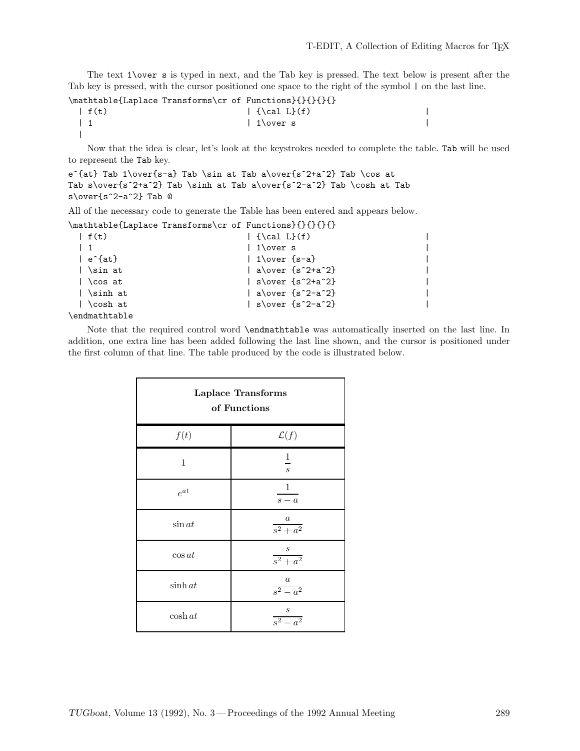The text `1\over s` is typed in next, and the Tab key is pressed. The text below is present after the Tab key is pressed, with the cursor positioned one space to the right of the symbol `|` on the last line.

```
\mathtable{Laplace Transforms\cr of Functions}{}{}{}{}
  | f(t)                             | {\cal L}(f)                          |
  | 1                                | 1\over s                             |
  |
```

Now that the idea is clear, let's look at the keystrokes needed to complete the table. `Tab` will be used to represent the `Tab` key.

```
e^{at} Tab 1\over{s-a} Tab \sin at Tab a\over{s^2+a^2} Tab \cos at
Tab s\over{s^2+a^2} Tab \sinh at Tab a\over{s^2-a^2} Tab \cosh at Tab
s\over{s^2-a^2} Tab @
```

All of the necessary code to generate the Table has been entered and appears below.

```
\mathtable{Laplace Transforms\cr of Functions}{}{}{}{}
  | f(t)                             | {\cal L}(f)                          |
  | 1                                | 1\over s                             |
  | e^{at}                           | 1\over {s-a}                         |
  | \sin at                          | a\over {s^2+a^2}                     |
  | \cos at                          | s\over {s^2+a^2}                     |
  | \sinh at                         | a\over {s^2-a^2}                     |
  | \cosh at                         | s\over {s^2-a^2}                     |
\endmathtable
```

Note that the required control word `\endmathtable` was automatically inserted on the last line. In addition, one extra line has been added following the last line shown, and the cursor is positioned under the first column of that line. The table produced by the code is illustrated below.

| **Laplace Transforms of Functions** | |
|---|---|
| $f(t)$ | $\mathcal{L}(f)$ |
| $1$ | $\dfrac{1}{s}$ |
| $e^{at}$ | $\dfrac{1}{s-a}$ |
| $\sin at$ | $\dfrac{a}{s^2+a^2}$ |
| $\cos at$ | $\dfrac{s}{s^2+a^2}$ |
| $\sinh at$ | $\dfrac{a}{s^2-a^2}$ |
| $\cosh at$ | $\dfrac{s}{s^2-a^2}$ |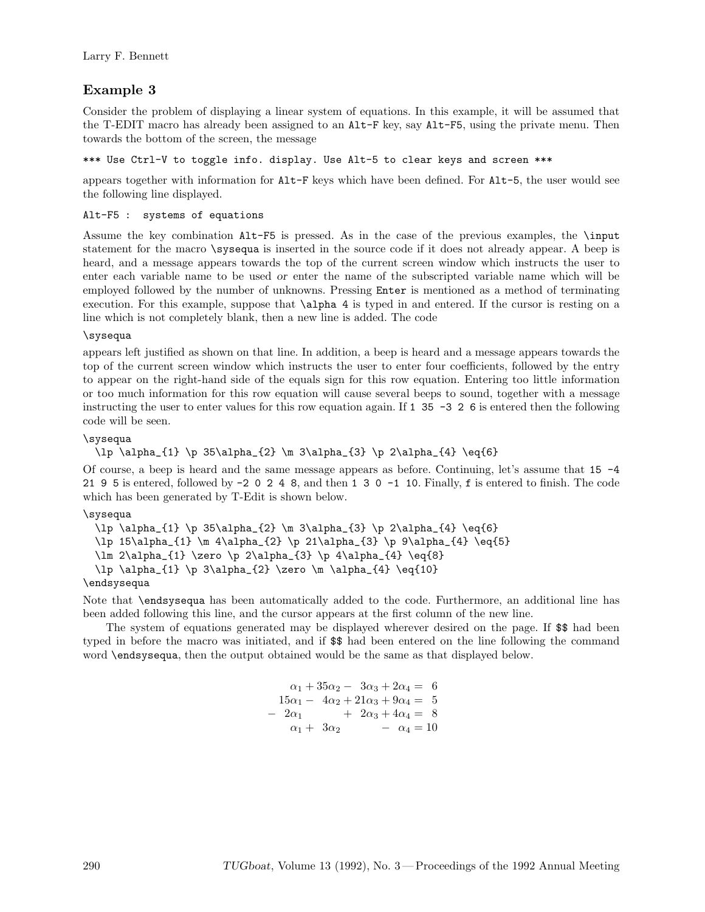### Example 3

Consider the problem of displaying a linear system of equations. In this example, it will be assumed that the T-EDIT macro has already been assigned to an `Alt-F` key, say `Alt-F5`, using the private menu. Then towards the bottom of the screen, the message

```
*** Use Ctrl-V to toggle info. display. Use Alt-5 to clear keys and screen ***
```

appears together with information for `Alt-F` keys which have been defined. For `Alt-5`, the user would see the following line displayed.

```
Alt-F5 :  systems of equations
```

Assume the key combination `Alt-F5` is pressed. As in the case of the previous examples, the `\input` statement for the macro `\sysequa` is inserted in the source code if it does not already appear. A beep is heard, and a message appears towards the top of the current screen window which instructs the user to enter each variable name to be used *or* enter the name of the subscripted variable name which will be employed followed by the number of unknowns. Pressing `Enter` is mentioned as a method of terminating execution. For this example, suppose that `\alpha 4` is typed in and entered. If the cursor is resting on a line which is not completely blank, then a new line is added. The code

```
\sysequa
```

appears left justified as shown on that line. In addition, a beep is heard and a message appears towards the top of the current screen window which instructs the user to enter four coefficients, followed by the entry to appear on the right-hand side of the equals sign for this row equation. Entering too little information or too much information for this row equation will cause several beeps to sound, together with a message instructing the user to enter values for this row equation again. If `1 35 -3 2 6` is entered then the following code will be seen.

```
\sysequa
  \lp \alpha_{1} \p 35\alpha_{2} \m 3\alpha_{3} \p 2\alpha_{4} \eq{6}
```

Of course, a beep is heard and the same message appears as before. Continuing, let's assume that `15 -4 21 9 5` is entered, followed by `-2 0 2 4 8`, and then `1 3 0 -1 10`. Finally, `f` is entered to finish. The code which has been generated by T-Edit is shown below.

```
\sysequa
  \lp \alpha_{1} \p 35\alpha_{2} \m 3\alpha_{3} \p 2\alpha_{4} \eq{6}
  \lp 15\alpha_{1} \m 4\alpha_{2} \p 21\alpha_{3} \p 9\alpha_{4} \eq{5}
  \lm 2\alpha_{1} \zero \p 2\alpha_{3} \p 4\alpha_{4} \eq{8}
  \lp \alpha_{1} \p 3\alpha_{2} \zero \m \alpha_{4} \eq{10}
\endsysequa
```

Note that `\endsysequa` has been automatically added to the code. Furthermore, an additional line has been added following this line, and the cursor appears at the first column of the new line.

The system of equations generated may be displayed wherever desired on the page. If `$$` had been typed in before the macro was initiated, and if `$$` had been entered on the line following the command word `\endsysequa`, then the output obtained would be the same as that displayed below.

$$
\begin{array}{rrrrl}
\alpha_1 + & 35\alpha_2 - & 3\alpha_3 + & 2\alpha_4 = & 6 \\
15\alpha_1 - & 4\alpha_2 + & 21\alpha_3 + & 9\alpha_4 = & 5 \\
-\ 2\alpha_1 & + & 2\alpha_3 + & 4\alpha_4 = & 8 \\
\alpha_1 + & 3\alpha_2 & - & \alpha_4 = & 10
\end{array}
$$